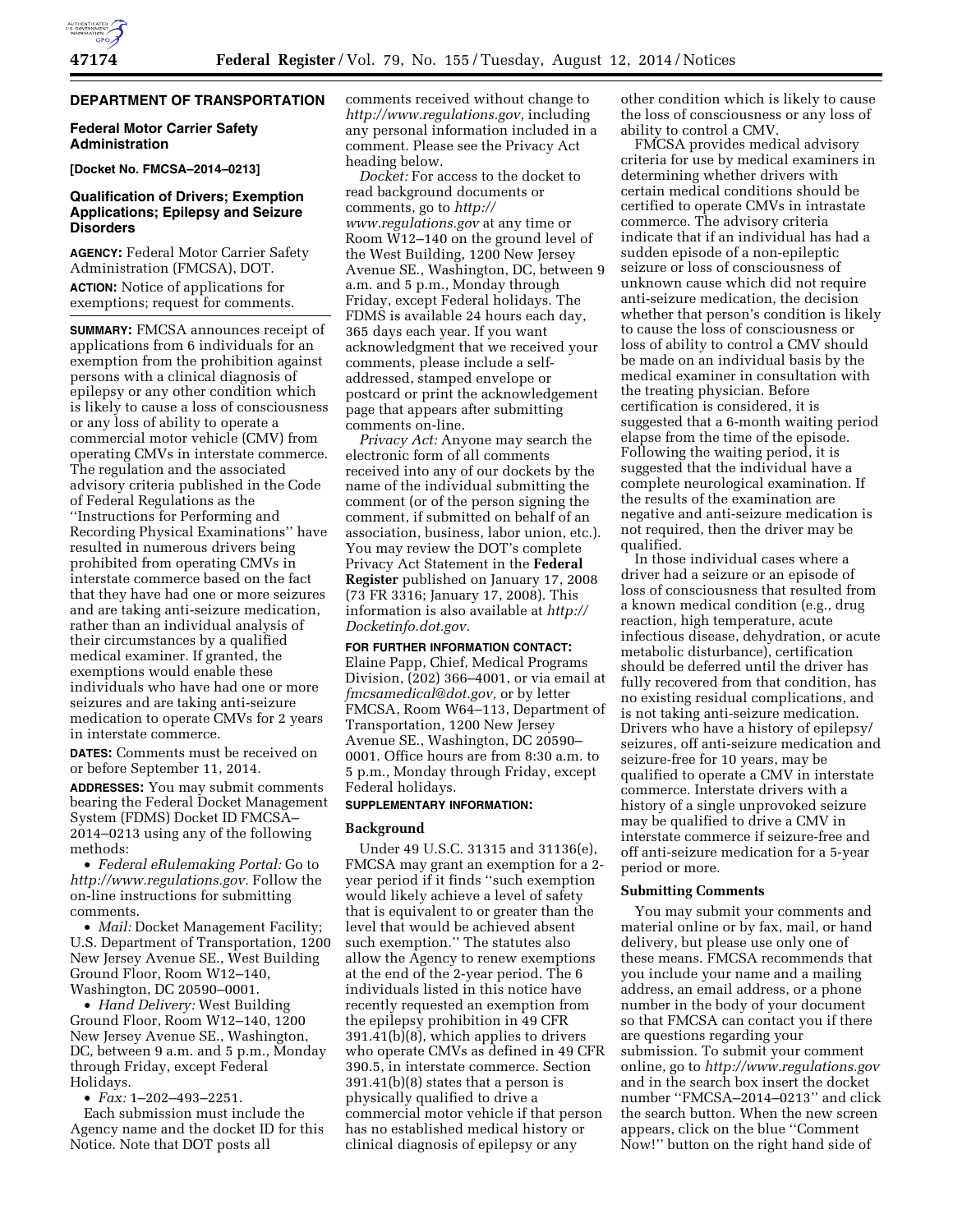## DEPARTMENT OF TRANSPORTATION

### Federal Motor Carrier Safety Administration

**[Docket No. FMCSA–2014–0213]**

### Qualification of Drivers; Exemption Applications; Epilepsy and Seizure Disorders

**AGENCY:** Federal Motor Carrier Safety Administration (FMCSA), DOT.

**ACTION:** Notice of applications for exemptions; request for comments.

**SUMMARY:** FMCSA announces receipt of applications from 6 individuals for an exemption from the prohibition against persons with a clinical diagnosis of epilepsy or any other condition which is likely to cause a loss of consciousness or any loss of ability to operate a commercial motor vehicle (CMV) from operating CMVs in interstate commerce. The regulation and the associated advisory criteria published in the Code of Federal Regulations as the ''Instructions for Performing and Recording Physical Examinations'' have resulted in numerous drivers being prohibited from operating CMVs in interstate commerce based on the fact that they have had one or more seizures and are taking anti-seizure medication, rather than an individual analysis of their circumstances by a qualified medical examiner. If granted, the exemptions would enable these individuals who have had one or more seizures and are taking anti-seizure medication to operate CMVs for 2 years in interstate commerce.

**DATES:** Comments must be received on or before September 11, 2014.

**ADDRESSES:** You may submit comments bearing the Federal Docket Management System (FDMS) Docket ID FMCSA–2014–0213 using any of the following methods:

- *Federal eRulemaking Portal:* Go to *http://www.regulations.gov.* Follow the on-line instructions for submitting comments.
- *Mail:* Docket Management Facility; U.S. Department of Transportation, 1200 New Jersey Avenue SE., West Building Ground Floor, Room W12–140, Washington, DC 20590–0001.
- *Hand Delivery:* West Building Ground Floor, Room W12–140, 1200 New Jersey Avenue SE., Washington, DC, between 9 a.m. and 5 p.m., Monday through Friday, except Federal Holidays.
- *Fax:* 1–202–493–2251.

Each submission must include the Agency name and the docket ID for this Notice. Note that DOT posts all comments received without change to *http://www.regulations.gov,* including any personal information included in a comment. Please see the Privacy Act heading below.

*Docket:* For access to the docket to read background documents or comments, go to *http://www.regulations.gov* at any time or Room W12–140 on the ground level of the West Building, 1200 New Jersey Avenue SE., Washington, DC, between 9 a.m. and 5 p.m., Monday through Friday, except Federal holidays. The FDMS is available 24 hours each day, 365 days each year. If you want acknowledgment that we received your comments, please include a self-addressed, stamped envelope or postcard or print the acknowledgement page that appears after submitting comments on-line.

*Privacy Act:* Anyone may search the electronic form of all comments received into any of our dockets by the name of the individual submitting the comment (or of the person signing the comment, if submitted on behalf of an association, business, labor union, etc.). You may review the DOT's complete Privacy Act Statement in the **Federal Register** published on January 17, 2008 (73 FR 3316; January 17, 2008). This information is also available at *http://Docketinfo.dot.gov.*

**FOR FURTHER INFORMATION CONTACT:** Elaine Papp, Chief, Medical Programs Division, (202) 366–4001, or via email at *fmcsamedical@dot.gov,* or by letter FMCSA, Room W64–113, Department of Transportation, 1200 New Jersey Avenue SE., Washington, DC 20590–0001. Office hours are from 8:30 a.m. to 5 p.m., Monday through Friday, except Federal holidays.

**SUPPLEMENTARY INFORMATION:**

#### Background

Under 49 U.S.C. 31315 and 31136(e), FMCSA may grant an exemption for a 2-year period if it finds ''such exemption would likely achieve a level of safety that is equivalent to or greater than the level that would be achieved absent such exemption.'' The statutes also allow the Agency to renew exemptions at the end of the 2-year period. The 6 individuals listed in this notice have recently requested an exemption from the epilepsy prohibition in 49 CFR 391.41(b)(8), which applies to drivers who operate CMVs as defined in 49 CFR 390.5, in interstate commerce. Section 391.41(b)(8) states that a person is physically qualified to drive a commercial motor vehicle if that person has no established medical history or clinical diagnosis of epilepsy or any other condition which is likely to cause the loss of consciousness or any loss of ability to control a CMV.

FMCSA provides medical advisory criteria for use by medical examiners in determining whether drivers with certain medical conditions should be certified to operate CMVs in intrastate commerce. The advisory criteria indicate that if an individual has had a sudden episode of a non-epileptic seizure or loss of consciousness of unknown cause which did not require anti-seizure medication, the decision whether that person's condition is likely to cause the loss of consciousness or loss of ability to control a CMV should be made on an individual basis by the medical examiner in consultation with the treating physician. Before certification is considered, it is suggested that a 6-month waiting period elapse from the time of the episode. Following the waiting period, it is suggested that the individual have a complete neurological examination. If the results of the examination are negative and anti-seizure medication is not required, then the driver may be qualified.

In those individual cases where a driver had a seizure or an episode of loss of consciousness that resulted from a known medical condition (e.g., drug reaction, high temperature, acute infectious disease, dehydration, or acute metabolic disturbance), certification should be deferred until the driver has fully recovered from that condition, has no existing residual complications, and is not taking anti-seizure medication. Drivers who have a history of epilepsy/seizures, off anti-seizure medication and seizure-free for 10 years, may be qualified to operate a CMV in interstate commerce. Interstate drivers with a history of a single unprovoked seizure may be qualified to drive a CMV in interstate commerce if seizure-free and off anti-seizure medication for a 5-year period or more.

#### Submitting Comments

You may submit your comments and material online or by fax, mail, or hand delivery, but please use only one of these means. FMCSA recommends that you include your name and a mailing address, an email address, or a phone number in the body of your document so that FMCSA can contact you if there are questions regarding your submission. To submit your comment online, go to *http://www.regulations.gov* and in the search box insert the docket number ''FMCSA–2014–0213'' and click the search button. When the new screen appears, click on the blue ''Comment Now!'' button on the right hand side of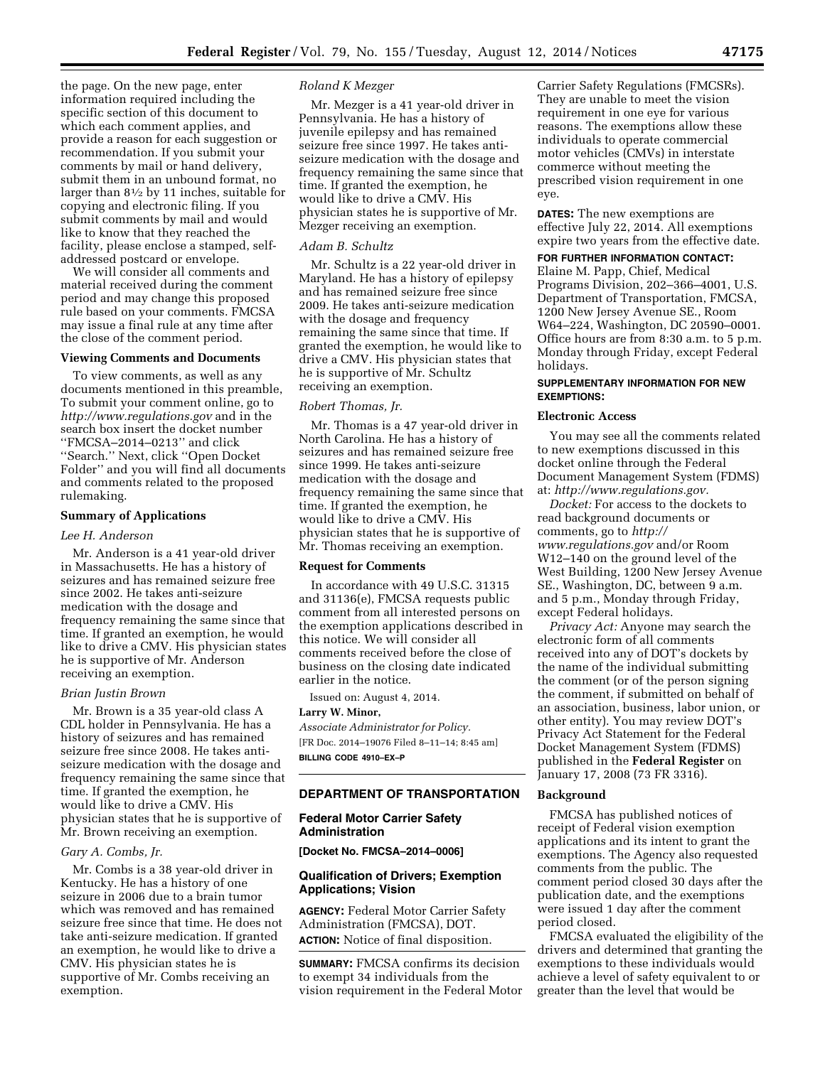the page. On the new page, enter information required including the specific section of this document to which each comment applies, and provide a reason for each suggestion or recommendation. If you submit your comments by mail or hand delivery, submit them in an unbound format, no larger than 8½ by 11 inches, suitable for copying and electronic filing. If you submit comments by mail and would like to know that they reached the facility, please enclose a stamped, self-addressed postcard or envelope.

We will consider all comments and material received during the comment period and may change this proposed rule based on your comments. FMCSA may issue a final rule at any time after the close of the comment period.

### Viewing Comments and Documents

To view comments, as well as any documents mentioned in this preamble, To submit your comment online, go to *http://www.regulations.gov* and in the search box insert the docket number ''FMCSA–2014–0213'' and click ''Search.'' Next, click ''Open Docket Folder'' and you will find all documents and comments related to the proposed rulemaking.

### Summary of Applications

*Lee H. Anderson*

Mr. Anderson is a 41 year-old driver in Massachusetts. He has a history of seizures and has remained seizure free since 2002. He takes anti-seizure medication with the dosage and frequency remaining the same since that time. If granted an exemption, he would like to drive a CMV. His physician states he is supportive of Mr. Anderson receiving an exemption.

*Brian Justin Brown*

Mr. Brown is a 35 year-old class A CDL holder in Pennsylvania. He has a history of seizures and has remained seizure free since 2008. He takes anti-seizure medication with the dosage and frequency remaining the same since that time. If granted the exemption, he would like to drive a CMV. His physician states that he is supportive of Mr. Brown receiving an exemption.

*Gary A. Combs, Jr.*

Mr. Combs is a 38 year-old driver in Kentucky. He has a history of one seizure in 2006 due to a brain tumor which was removed and has remained seizure free since that time. He does not take anti-seizure medication. If granted an exemption, he would like to drive a CMV. His physician states he is supportive of Mr. Combs receiving an exemption.

*Roland K Mezger*

Mr. Mezger is a 41 year-old driver in Pennsylvania. He has a history of juvenile epilepsy and has remained seizure free since 1997. He takes anti-seizure medication with the dosage and frequency remaining the same since that time. If granted the exemption, he would like to drive a CMV. His physician states he is supportive of Mr. Mezger receiving an exemption.

*Adam B. Schultz*

Mr. Schultz is a 22 year-old driver in Maryland. He has a history of epilepsy and has remained seizure free since 2009. He takes anti-seizure medication with the dosage and frequency remaining the same since that time. If granted the exemption, he would like to drive a CMV. His physician states that he is supportive of Mr. Schultz receiving an exemption.

*Robert Thomas, Jr.*

Mr. Thomas is a 47 year-old driver in North Carolina. He has a history of seizures and has remained seizure free since 1999. He takes anti-seizure medication with the dosage and frequency remaining the same since that time. If granted the exemption, he would like to drive a CMV. His physician states that he is supportive of Mr. Thomas receiving an exemption.

### Request for Comments

In accordance with 49 U.S.C. 31315 and 31136(e), FMCSA requests public comment from all interested persons on the exemption applications described in this notice. We will consider all comments received before the close of business on the closing date indicated earlier in the notice.

Issued on: August 4, 2014.

**Larry W. Minor,**

*Associate Administrator for Policy.*

[FR Doc. 2014–19076 Filed 8–11–14; 8:45 am]

**BILLING CODE 4910–EX–P**

## DEPARTMENT OF TRANSPORTATION

## Federal Motor Carrier Safety Administration

**[Docket No. FMCSA–2014–0006]**

## Qualification of Drivers; Exemption Applications; Vision

**AGENCY:** Federal Motor Carrier Safety Administration (FMCSA), DOT.

**ACTION:** Notice of final disposition.

**SUMMARY:** FMCSA confirms its decision to exempt 34 individuals from the vision requirement in the Federal Motor Carrier Safety Regulations (FMCSRs). They are unable to meet the vision requirement in one eye for various reasons. The exemptions allow these individuals to operate commercial motor vehicles (CMVs) in interstate commerce without meeting the prescribed vision requirement in one eye.

**DATES:** The new exemptions are effective July 22, 2014. All exemptions expire two years from the effective date.

**FOR FURTHER INFORMATION CONTACT:** Elaine M. Papp, Chief, Medical Programs Division, 202–366–4001, U.S. Department of Transportation, FMCSA, 1200 New Jersey Avenue SE., Room W64–224, Washington, DC 20590–0001. Office hours are from 8:30 a.m. to 5 p.m. Monday through Friday, except Federal holidays.

**SUPPLEMENTARY INFORMATION FOR NEW EXEMPTIONS:**

### Electronic Access

You may see all the comments related to new exemptions discussed in this docket online through the Federal Document Management System (FDMS) at: *http://www.regulations.gov.*

*Docket:* For access to the dockets to read background documents or comments, go to *http://www.regulations.gov* and/or Room W12–140 on the ground level of the West Building, 1200 New Jersey Avenue SE., Washington, DC, between 9 a.m. and 5 p.m., Monday through Friday, except Federal holidays.

*Privacy Act:* Anyone may search the electronic form of all comments received into any of DOT's dockets by the name of the individual submitting the comment (or of the person signing the comment, if submitted on behalf of an association, business, labor union, or other entity). You may review DOT's Privacy Act Statement for the Federal Docket Management System (FDMS) published in the **Federal Register** on January 17, 2008 (73 FR 3316).

### Background

FMCSA has published notices of receipt of Federal vision exemption applications and its intent to grant the exemptions. The Agency also requested comments from the public. The comment period closed 30 days after the publication date, and the exemptions were issued 1 day after the comment period closed.

FMCSA evaluated the eligibility of the drivers and determined that granting the exemptions to these individuals would achieve a level of safety equivalent to or greater than the level that would be